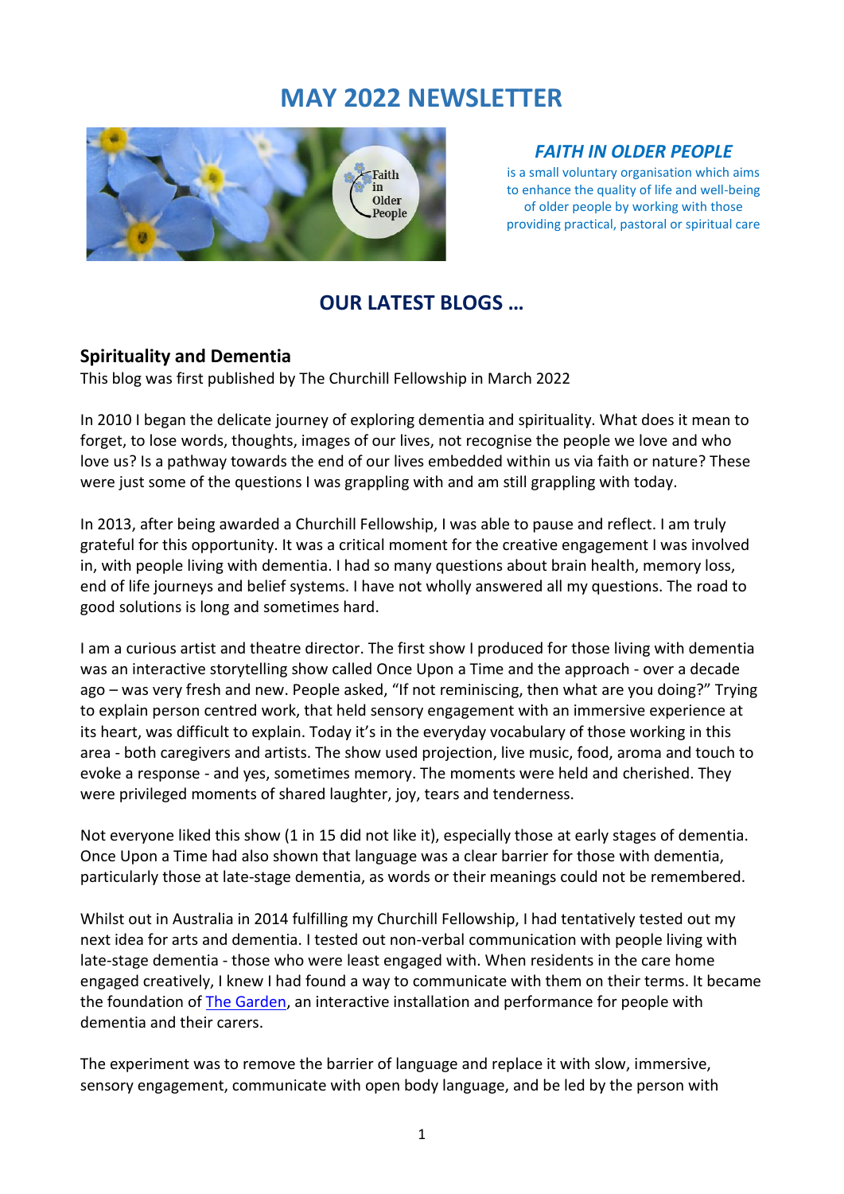# MAY 2022 NEWSLETTER

## *FAITH IN OLDER PEOPLE*

is a small voluntary organisation which aims to enhance the quality of life and well-being of older people by working with those providing practical, pastoral or spiritual care

## OUR LATEST BLOGS …

### Spirituality and Dementia

This blog was first published by The Churchill Fellowship in March 2022

In 2010 I began the delicate journey of exploring dementia and spirituality. What does it mean to forget, to lose words, thoughts, images of our lives, not recognise the people we love and who love us? Is a pathway towards the end of our lives embedded within us via faith or nature? These were just some of the questions I was grappling with and am still grappling with today.

In 2013, after being awarded a Churchill Fellowship, I was able to pause and reflect. I am truly grateful for this opportunity. It was a critical moment for the creative engagement I was involved in, with people living with dementia. I had so many questions about brain health, memory loss, end of life journeys and belief systems. I have not wholly answered all my questions. The road to good solutions is long and sometimes hard.

I am a curious artist and theatre director. The first show I produced for those living with dementia was an interactive storytelling show called Once Upon a Time and the approach - over a decade ago – was very fresh and new. People asked, "If not reminiscing, then what are you doing?" Trying to explain person centred work, that held sensory engagement with an immersive experience at its heart, was difficult to explain. Today it's in the everyday vocabulary of those working in this area - both caregivers and artists. The show used projection, live music, food, aroma and touch to evoke a response - and yes, sometimes memory. The moments were held and cherished. They were privileged moments of shared laughter, joy, tears and tenderness.

Not everyone liked this show (1 in 15 did not like it), especially those at early stages of dementia. Once Upon a Time had also shown that language was a clear barrier for those with dementia, particularly those at late-stage dementia, as words or their meanings could not be remembered.

Whilst out in Australia in 2014 fulfilling my Churchill Fellowship, I had tentatively tested out my next idea for arts and dementia. I tested out non-verbal communication with people living with late-stage dementia - those who were least engaged with. When residents in the care home engaged creatively, I knew I had found a way to communicate with them on their terms. It became the foundation of [The Garden](), an interactive installation and performance for people with dementia and their carers.

The experiment was to remove the barrier of language and replace it with slow, immersive, sensory engagement, communicate with open body language, and be led by the person with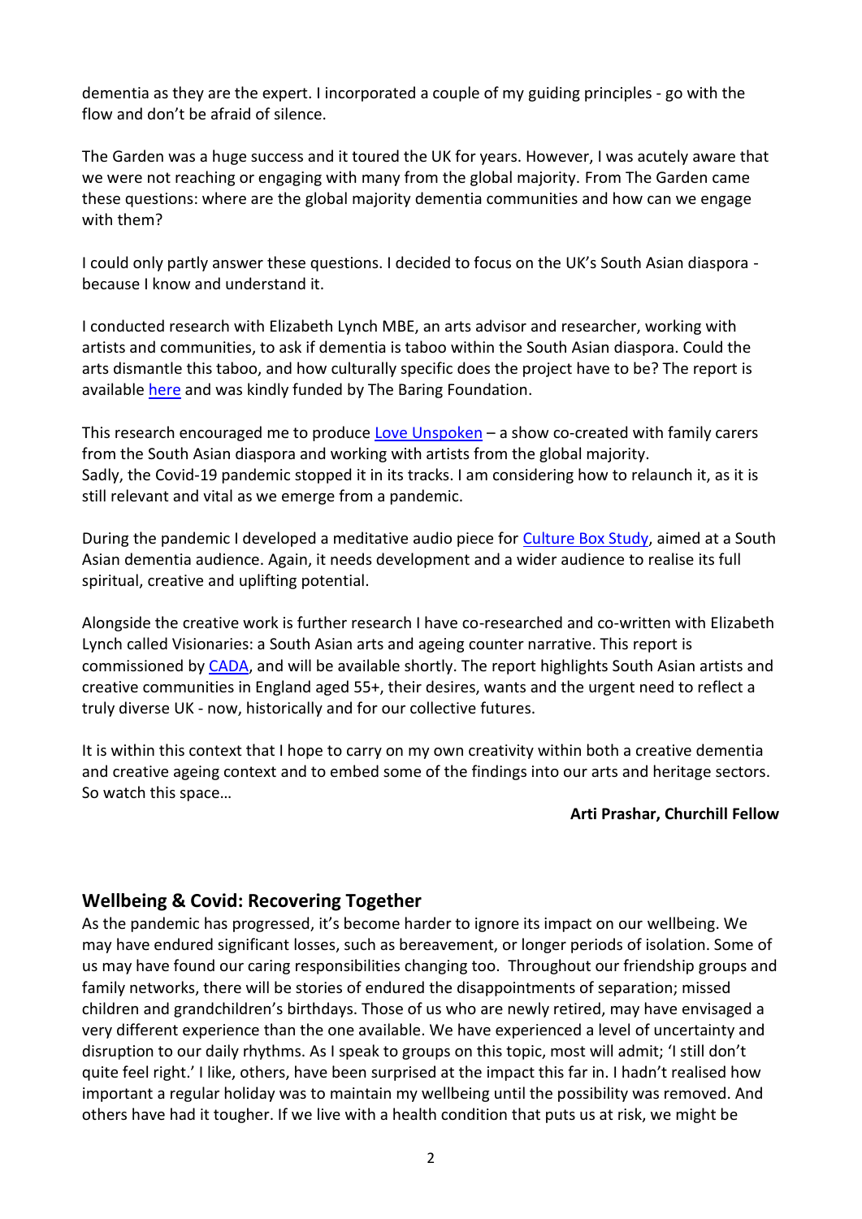dementia as they are the expert. I incorporated a couple of my guiding principles - go with the flow and don't be afraid of silence.

The Garden was a huge success and it toured the UK for years. However, I was acutely aware that we were not reaching or engaging with many from the global majority. From The Garden came these questions: where are the global majority dementia communities and how can we engage with them?

I could only partly answer these questions. I decided to focus on the UK's South Asian diaspora - because I know and understand it.

I conducted research with Elizabeth Lynch MBE, an arts advisor and researcher, working with artists and communities, to ask if dementia is taboo within the South Asian diaspora. Could the arts dismantle this taboo, and how culturally specific does the project have to be? The report is available here and was kindly funded by The Baring Foundation.

This research encouraged me to produce Love Unspoken – a show co-created with family carers from the South Asian diaspora and working with artists from the global majority. Sadly, the Covid-19 pandemic stopped it in its tracks. I am considering how to relaunch it, as it is still relevant and vital as we emerge from a pandemic.

During the pandemic I developed a meditative audio piece for Culture Box Study, aimed at a South Asian dementia audience. Again, it needs development and a wider audience to realise its full spiritual, creative and uplifting potential.

Alongside the creative work is further research I have co-researched and co-written with Elizabeth Lynch called Visionaries: a South Asian arts and ageing counter narrative. This report is commissioned by CADA, and will be available shortly. The report highlights South Asian artists and creative communities in England aged 55+, their desires, wants and the urgent need to reflect a truly diverse UK - now, historically and for our collective futures.

It is within this context that I hope to carry on my own creativity within both a creative dementia and creative ageing context and to embed some of the findings into our arts and heritage sectors. So watch this space…

**Arti Prashar, Churchill Fellow**

## Wellbeing & Covid: Recovering Together

As the pandemic has progressed, it's become harder to ignore its impact on our wellbeing. We may have endured significant losses, such as bereavement, or longer periods of isolation. Some of us may have found our caring responsibilities changing too. Throughout our friendship groups and family networks, there will be stories of endured the disappointments of separation; missed children and grandchildren's birthdays. Those of us who are newly retired, may have envisaged a very different experience than the one available. We have experienced a level of uncertainty and disruption to our daily rhythms. As I speak to groups on this topic, most will admit; 'I still don't quite feel right.' I like, others, have been surprised at the impact this far in. I hadn't realised how important a regular holiday was to maintain my wellbeing until the possibility was removed. And others have had it tougher. If we live with a health condition that puts us at risk, we might be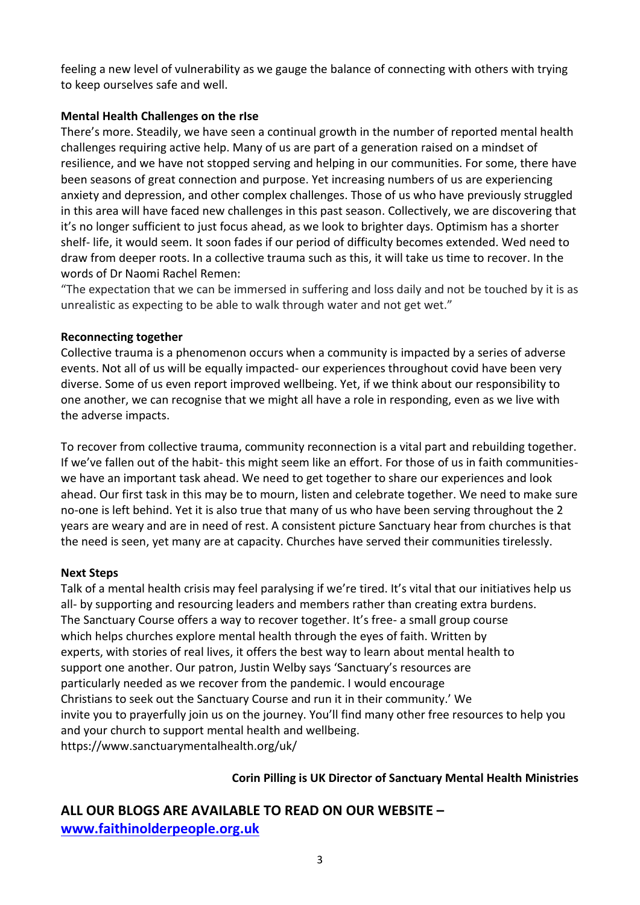feeling a new level of vulnerability as we gauge the balance of connecting with others with trying to keep ourselves safe and well.

**Mental Health Challenges on the rIse**

There's more. Steadily, we have seen a continual growth in the number of reported mental health challenges requiring active help. Many of us are part of a generation raised on a mindset of resilience, and we have not stopped serving and helping in our communities. For some, there have been seasons of great connection and purpose. Yet increasing numbers of us are experiencing anxiety and depression, and other complex challenges. Those of us who have previously struggled in this area will have faced new challenges in this past season. Collectively, we are discovering that it's no longer sufficient to just focus ahead, as we look to brighter days. Optimism has a shorter shelf- life, it would seem. It soon fades if our period of difficulty becomes extended. Wed need to draw from deeper roots. In a collective trauma such as this, it will take us time to recover. In the words of Dr Naomi Rachel Remen:

"The expectation that we can be immersed in suffering and loss daily and not be touched by it is as unrealistic as expecting to be able to walk through water and not get wet."

**Reconnecting together**

Collective trauma is a phenomenon occurs when a community is impacted by a series of adverse events. Not all of us will be equally impacted- our experiences throughout covid have been very diverse. Some of us even report improved wellbeing. Yet, if we think about our responsibility to one another, we can recognise that we might all have a role in responding, even as we live with the adverse impacts.

To recover from collective trauma, community reconnection is a vital part and rebuilding together. If we've fallen out of the habit- this might seem like an effort. For those of us in faith communities- we have an important task ahead. We need to get together to share our experiences and look ahead. Our first task in this may be to mourn, listen and celebrate together. We need to make sure no-one is left behind. Yet it is also true that many of us who have been serving throughout the 2 years are weary and are in need of rest. A consistent picture Sanctuary hear from churches is that the need is seen, yet many are at capacity. Churches have served their communities tirelessly.

**Next Steps**

Talk of a mental health crisis may feel paralysing if we're tired. It's vital that our initiatives help us all- by supporting and resourcing leaders and members rather than creating extra burdens. The Sanctuary Course offers a way to recover together. It's free- a small group course which helps churches explore mental health through the eyes of faith. Written by experts, with stories of real lives, it offers the best way to learn about mental health to support one another. Our patron, Justin Welby says 'Sanctuary's resources are particularly needed as we recover from the pandemic. I would encourage Christians to seek out the Sanctuary Course and run it in their community.' We invite you to prayerfully join us on the journey. You'll find many other free resources to help you and your church to support mental health and wellbeing.
https://www.sanctuarymentalhealth.org/uk/

**Corin Pilling is UK Director of Sanctuary Mental Health Ministries**

## ALL OUR BLOGS ARE AVAILABLE TO READ ON OUR WEBSITE – [www.faithinolderpeople.org.uk](http://www.faithinolderpeople.org.uk)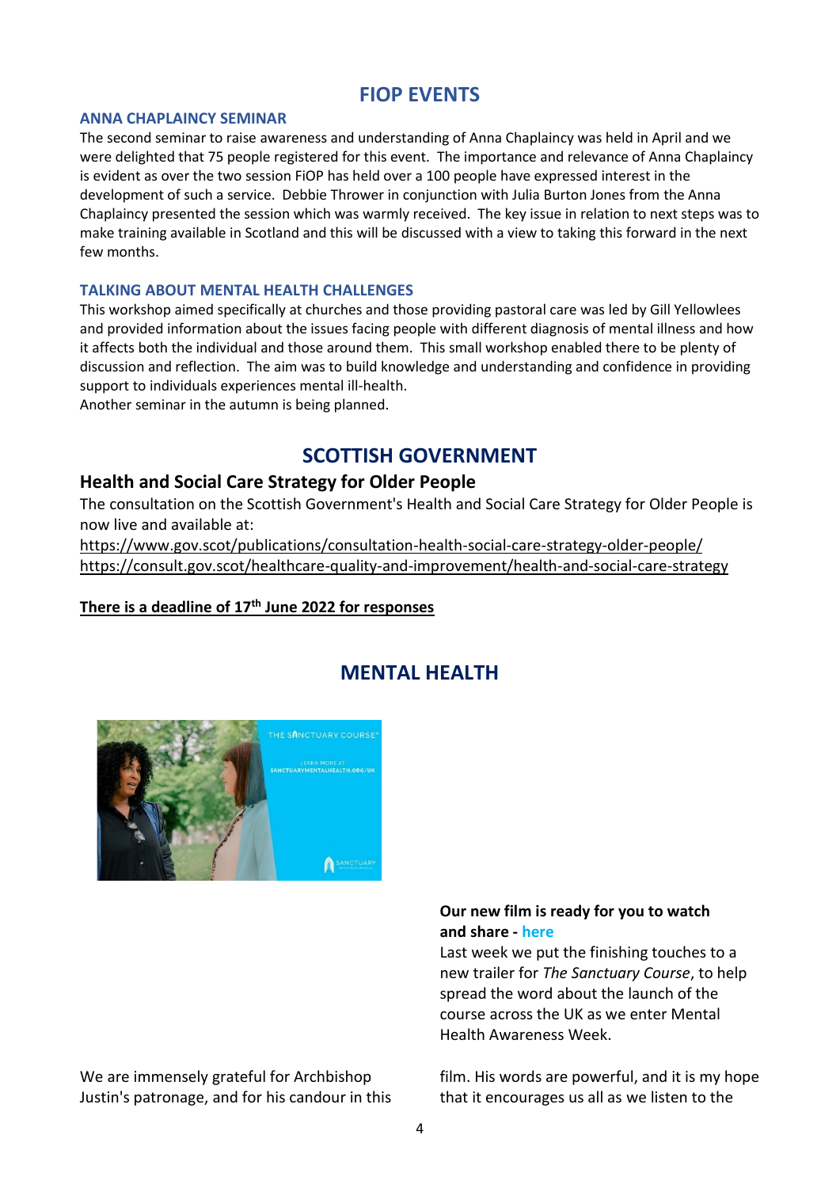# FIOP EVENTS

### ANNA CHAPLAINCY SEMINAR

The second seminar to raise awareness and understanding of Anna Chaplaincy was held in April and we were delighted that 75 people registered for this event. The importance and relevance of Anna Chaplaincy is evident as over the two session FiOP has held over a 100 people have expressed interest in the development of such a service. Debbie Thrower in conjunction with Julia Burton Jones from the Anna Chaplaincy presented the session which was warmly received. The key issue in relation to next steps was to make training available in Scotland and this will be discussed with a view to taking this forward in the next few months.

### TALKING ABOUT MENTAL HEALTH CHALLENGES

This workshop aimed specifically at churches and those providing pastoral care was led by Gill Yellowlees and provided information about the issues facing people with different diagnosis of mental illness and how it affects both the individual and those around them. This small workshop enabled there to be plenty of discussion and reflection. The aim was to build knowledge and understanding and confidence in providing support to individuals experiences mental ill-health.

Another seminar in the autumn is being planned.

# SCOTTISH GOVERNMENT

## Health and Social Care Strategy for Older People

The consultation on the Scottish Government's Health and Social Care Strategy for Older People is now live and available at:

https://www.gov.scot/publications/consultation-health-social-care-strategy-older-people/
https://consult.gov.scot/healthcare-quality-and-improvement/health-and-social-care-strategy

**There is a deadline of 17th June 2022 for responses**

# MENTAL HEALTH

**Our new film is ready for you to watch and share - here**

Last week we put the finishing touches to a new trailer for *The Sanctuary Course*, to help spread the word about the launch of the course across the UK as we enter Mental Health Awareness Week.

We are immensely grateful for Archbishop Justin's patronage, and for his candour in this film. His words are powerful, and it is my hope that it encourages us all as we listen to the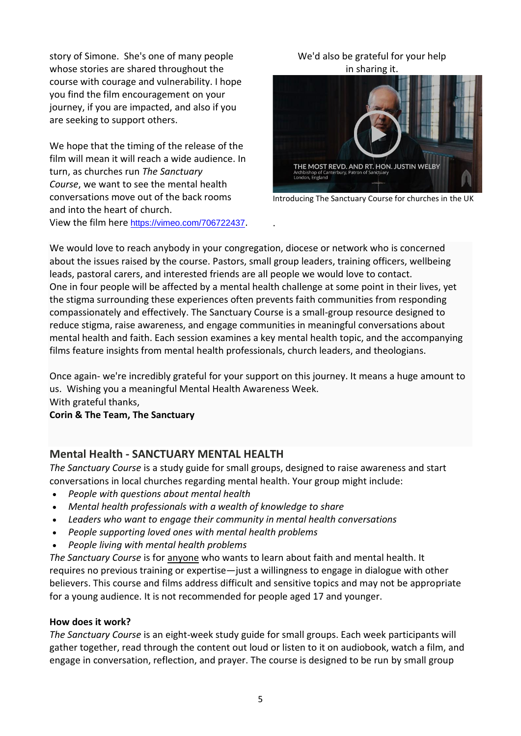story of Simone. She's one of many people whose stories are shared throughout the course with courage and vulnerability. I hope you find the film encouragement on your journey, if you are impacted, and also if you are seeking to support others.

We hope that the timing of the release of the film will mean it will reach a wide audience. In turn, as churches run *The Sanctuary Course*, we want to see the mental health conversations move out of the back rooms and into the heart of church.
View the film here https://vimeo.com/706722437.

We'd also be grateful for your help in sharing it.

Introducing The Sanctuary Course for churches in the UK

We would love to reach anybody in your congregation, diocese or network who is concerned about the issues raised by the course. Pastors, small group leaders, training officers, wellbeing leads, pastoral carers, and interested friends are all people we would love to contact.
One in four people will be affected by a mental health challenge at some point in their lives, yet the stigma surrounding these experiences often prevents faith communities from responding compassionately and effectively. The Sanctuary Course is a small-group resource designed to reduce stigma, raise awareness, and engage communities in meaningful conversations about mental health and faith. Each session examines a key mental health topic, and the accompanying films feature insights from mental health professionals, church leaders, and theologians.

Once again- we're incredibly grateful for your support on this journey. It means a huge amount to us. Wishing you a meaningful Mental Health Awareness Week.
With grateful thanks,
**Corin & The Team, The Sanctuary**

## Mental Health - SANCTUARY MENTAL HEALTH

*The Sanctuary Course* is a study guide for small groups, designed to raise awareness and start conversations in local churches regarding mental health. Your group might include:

- *People with questions about mental health*
- *Mental health professionals with a wealth of knowledge to share*
- *Leaders who want to engage their community in mental health conversations*
- *People supporting loved ones with mental health problems*
- *People living with mental health problems*

*The Sanctuary Course* is for anyone who wants to learn about faith and mental health. It requires no previous training or expertise—just a willingness to engage in dialogue with other believers. This course and films address difficult and sensitive topics and may not be appropriate for a young audience. It is not recommended for people aged 17 and younger.

**How does it work?**
*The Sanctuary Course* is an eight-week study guide for small groups. Each week participants will gather together, read through the content out loud or listen to it on audiobook, watch a film, and engage in conversation, reflection, and prayer. The course is designed to be run by small group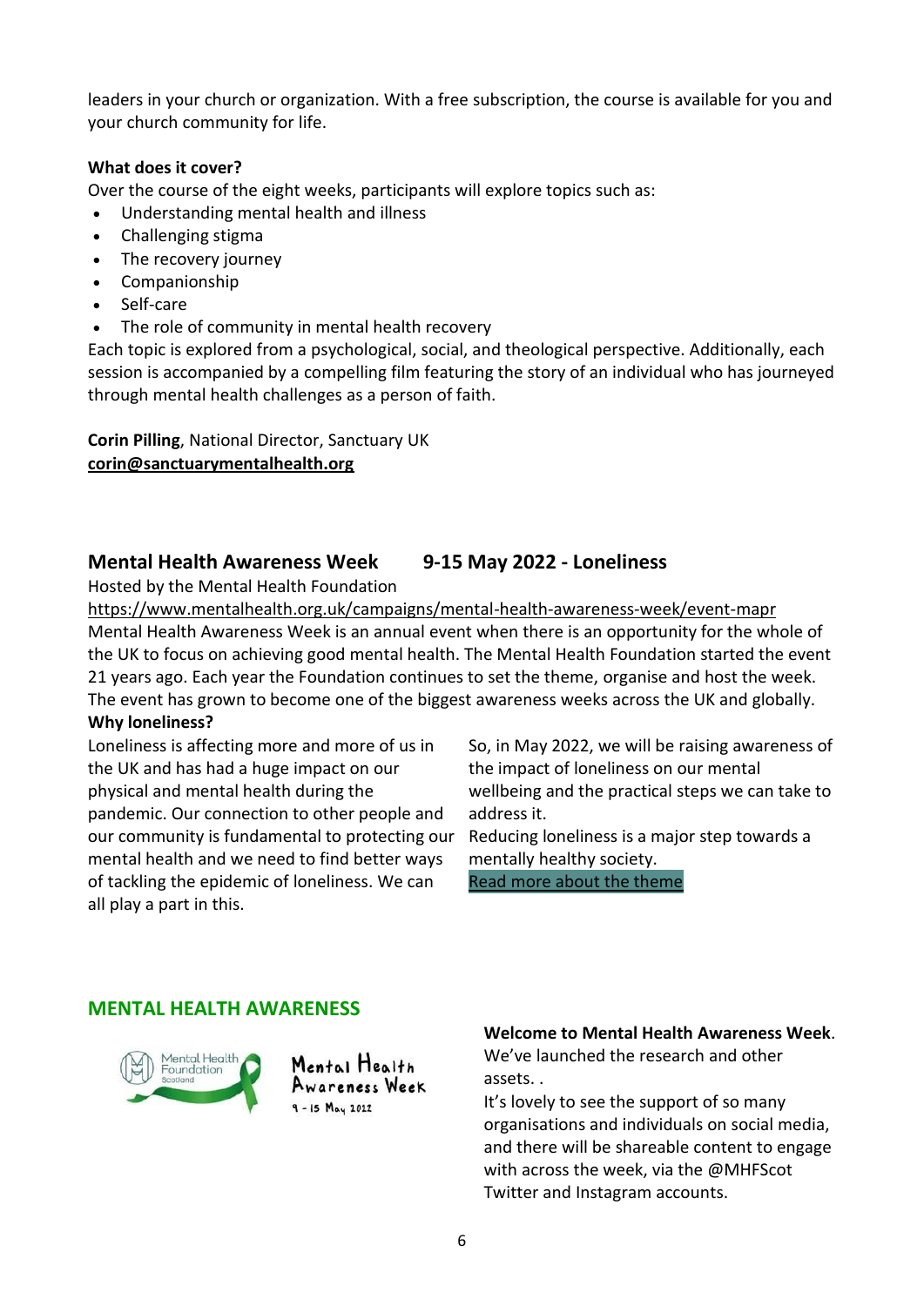leaders in your church or organization. With a free subscription, the course is available for you and your church community for life.

**What does it cover?**

Over the course of the eight weeks, participants will explore topics such as:

- Understanding mental health and illness
- Challenging stigma
- The recovery journey
- Companionship
- Self-care
- The role of community in mental health recovery

Each topic is explored from a psychological, social, and theological perspective. Additionally, each session is accompanied by a compelling film featuring the story of an individual who has journeyed through mental health challenges as a person of faith.

**Corin Pilling**, National Director, Sanctuary UK
**corin@sanctuarymentalhealth.org**

## Mental Health Awareness Week 9-15 May 2022 - Loneliness

Hosted by the Mental Health Foundation
https://www.mentalhealth.org.uk/campaigns/mental-health-awareness-week/event-mapr

Mental Health Awareness Week is an annual event when there is an opportunity for the whole of the UK to focus on achieving good mental health. The Mental Health Foundation started the event 21 years ago. Each year the Foundation continues to set the theme, organise and host the week. The event has grown to become one of the biggest awareness weeks across the UK and globally.

**Why loneliness?**

Loneliness is affecting more and more of us in the UK and has had a huge impact on our physical and mental health during the pandemic. Our connection to other people and our community is fundamental to protecting our mental health and we need to find better ways of tackling the epidemic of loneliness. We can all play a part in this.

So, in May 2022, we will be raising awareness of the impact of loneliness on our mental wellbeing and the practical steps we can take to address it.

Reducing loneliness is a major step towards a mentally healthy society.

Read more about the theme

## MENTAL HEALTH AWARENESS

Mental Health Foundation Scotland

Mental Health Awareness Week 9 - 15 May 2022

**Welcome to Mental Health Awareness Week**.

We've launched the research and other assets. .

It's lovely to see the support of so many organisations and individuals on social media, and there will be shareable content to engage with across the week, via the @MHFScot Twitter and Instagram accounts.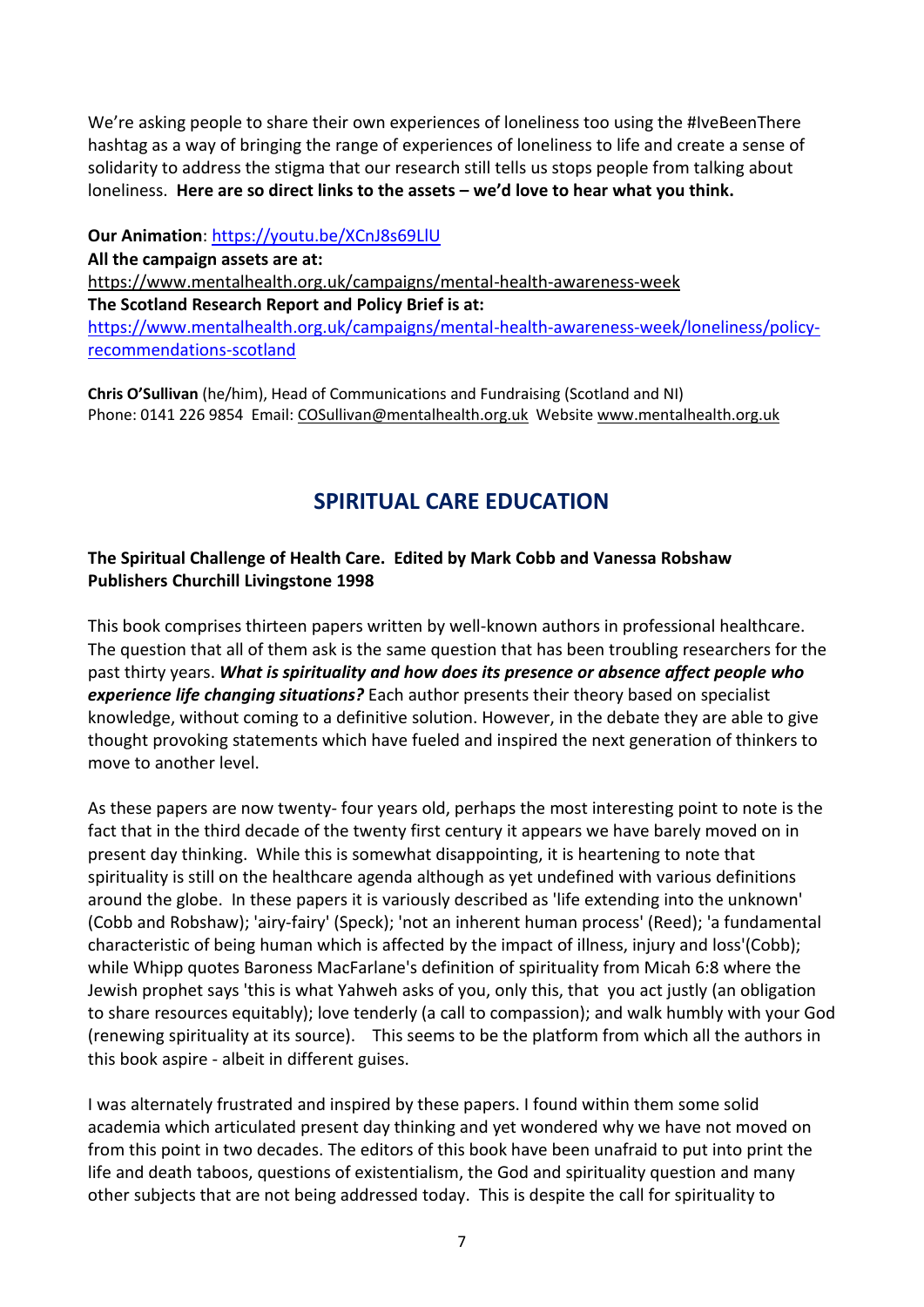We're asking people to share their own experiences of loneliness too using the #IveBeenThere hashtag as a way of bringing the range of experiences of loneliness to life and create a sense of solidarity to address the stigma that our research still tells us stops people from talking about loneliness. **Here are so direct links to the assets – we'd love to hear what you think.**

**Our Animation**: https://youtu.be/XCnJ8s69LlU
**All the campaign assets are at:**
https://www.mentalhealth.org.uk/campaigns/mental-health-awareness-week
**The Scotland Research Report and Policy Brief is at:**
https://www.mentalhealth.org.uk/campaigns/mental-health-awareness-week/loneliness/policy-recommendations-scotland

**Chris O'Sullivan** (he/him), Head of Communications and Fundraising (Scotland and NI)
Phone: 0141 226 9854 Email: COSullivan@mentalhealth.org.uk Website www.mentalhealth.org.uk

## SPIRITUAL CARE EDUCATION

**The Spiritual Challenge of Health Care. Edited by Mark Cobb and Vanessa Robshaw**
**Publishers Churchill Livingstone 1998**

This book comprises thirteen papers written by well-known authors in professional healthcare. The question that all of them ask is the same question that has been troubling researchers for the past thirty years. ***What is spirituality and how does its presence or absence affect people who experience life changing situations?*** Each author presents their theory based on specialist knowledge, without coming to a definitive solution. However, in the debate they are able to give thought provoking statements which have fueled and inspired the next generation of thinkers to move to another level.

As these papers are now twenty- four years old, perhaps the most interesting point to note is the fact that in the third decade of the twenty first century it appears we have barely moved on in present day thinking. While this is somewhat disappointing, it is heartening to note that spirituality is still on the healthcare agenda although as yet undefined with various definitions around the globe. In these papers it is variously described as 'life extending into the unknown' (Cobb and Robshaw); 'airy-fairy' (Speck); 'not an inherent human process' (Reed); 'a fundamental characteristic of being human which is affected by the impact of illness, injury and loss'(Cobb); while Whipp quotes Baroness MacFarlane's definition of spirituality from Micah 6:8 where the Jewish prophet says 'this is what Yahweh asks of you, only this, that you act justly (an obligation to share resources equitably); love tenderly (a call to compassion); and walk humbly with your God (renewing spirituality at its source). This seems to be the platform from which all the authors in this book aspire - albeit in different guises.

I was alternately frustrated and inspired by these papers. I found within them some solid academia which articulated present day thinking and yet wondered why we have not moved on from this point in two decades. The editors of this book have been unafraid to put into print the life and death taboos, questions of existentialism, the God and spirituality question and many other subjects that are not being addressed today. This is despite the call for spirituality to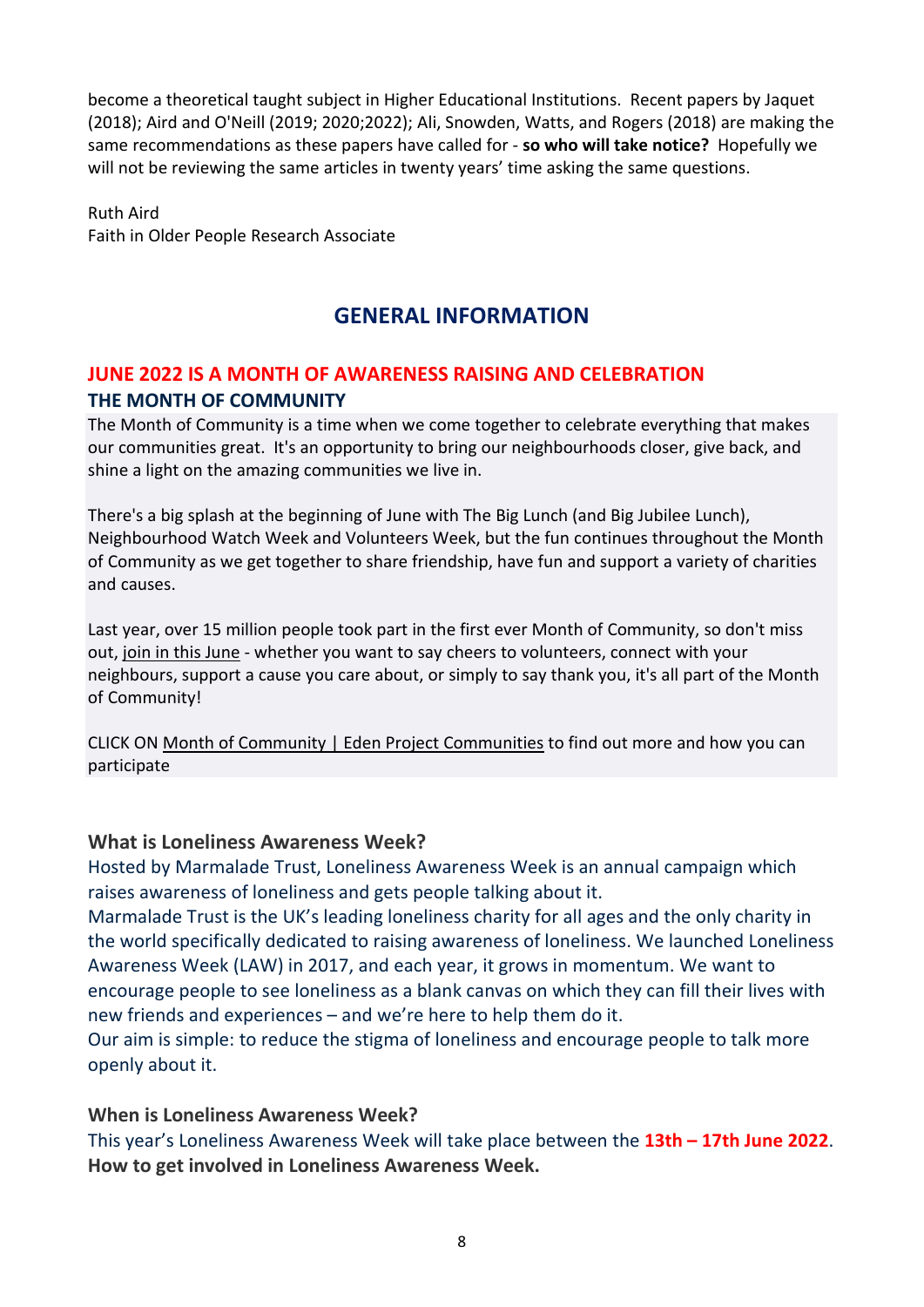become a theoretical taught subject in Higher Educational Institutions.  Recent papers by Jaquet (2018); Aird and O'Neill (2019; 2020;2022); Ali, Snowden, Watts, and Rogers (2018) are making the same recommendations as these papers have called for - **so who will take notice?**  Hopefully we will not be reviewing the same articles in twenty years' time asking the same questions.

Ruth Aird
Faith in Older People Research Associate

## GENERAL INFORMATION

### JUNE 2022 IS A MONTH OF AWARENESS RAISING AND CELEBRATION

**THE MONTH OF COMMUNITY**

The Month of Community is a time when we come together to celebrate everything that makes our communities great.  It's an opportunity to bring our neighbourhoods closer, give back, and shine a light on the amazing communities we live in.

There's a big splash at the beginning of June with The Big Lunch (and Big Jubilee Lunch), Neighbourhood Watch Week and Volunteers Week, but the fun continues throughout the Month of Community as we get together to share friendship, have fun and support a variety of charities and causes.

Last year, over 15 million people took part in the first ever Month of Community, so don't miss out, join in this June - whether you want to say cheers to volunteers, connect with your neighbours, support a cause you care about, or simply to say thank you, it's all part of the Month of Community!

CLICK ON Month of Community | Eden Project Communities to find out more and how you can participate

### What is Loneliness Awareness Week?

Hosted by Marmalade Trust, Loneliness Awareness Week is an annual campaign which raises awareness of loneliness and gets people talking about it.
Marmalade Trust is the UK's leading loneliness charity for all ages and the only charity in the world specifically dedicated to raising awareness of loneliness. We launched Loneliness Awareness Week (LAW) in 2017, and each year, it grows in momentum. We want to encourage people to see loneliness as a blank canvas on which they can fill their lives with new friends and experiences – and we're here to help them do it.
Our aim is simple: to reduce the stigma of loneliness and encourage people to talk more openly about it.

### When is Loneliness Awareness Week?

This year's Loneliness Awareness Week will take place between the **13th – 17th June 2022**.
**How to get involved in Loneliness Awareness Week.**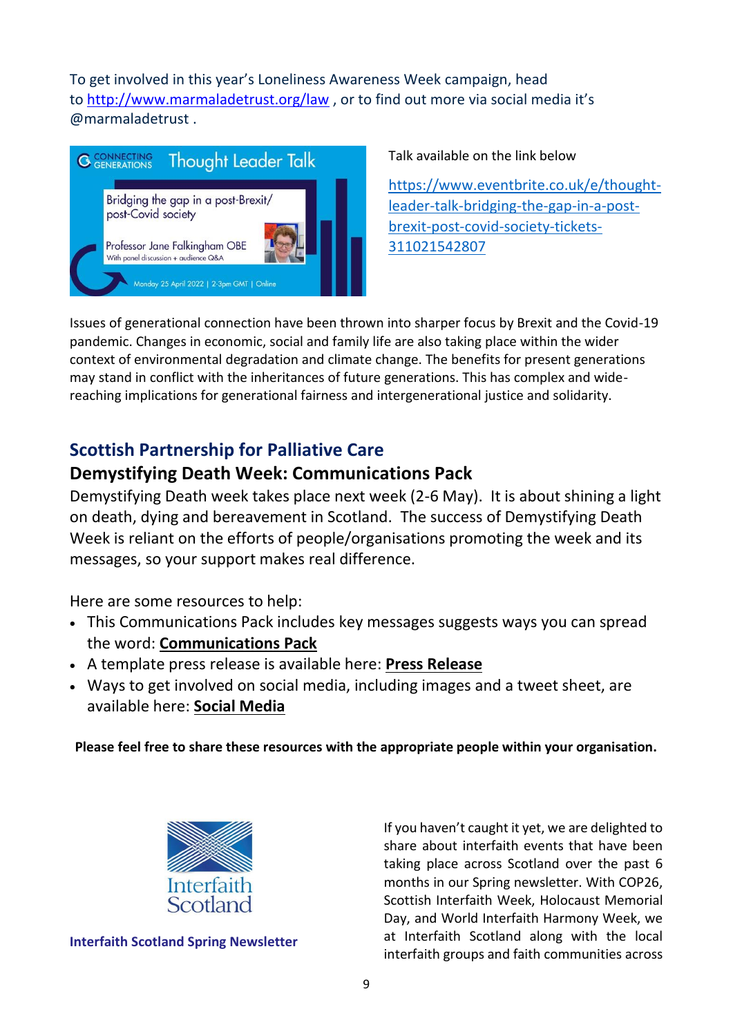To get involved in this year's Loneliness Awareness Week campaign, head to http://www.marmaladetrust.org/law , or to find out more via social media it's @marmaladetrust .

Talk available on the link below

https://www.eventbrite.co.uk/e/thought-leader-talk-bridging-the-gap-in-a-post-brexit-post-covid-society-tickets-311021542807

Issues of generational connection have been thrown into sharper focus by Brexit and the Covid-19 pandemic. Changes in economic, social and family life are also taking place within the wider context of environmental degradation and climate change. The benefits for present generations may stand in conflict with the inheritances of future generations. This has complex and wide-reaching implications for generational fairness and intergenerational justice and solidarity.

## Scottish Partnership for Palliative Care

### Demystifying Death Week: Communications Pack

Demystifying Death week takes place next week (2-6 May). It is about shining a light on death, dying and bereavement in Scotland. The success of Demystifying Death Week is reliant on the efforts of people/organisations promoting the week and its messages, so your support makes real difference.

Here are some resources to help:

- This Communications Pack includes key messages suggests ways you can spread the word: **Communications Pack**
- A template press release is available here: **Press Release**
- Ways to get involved on social media, including images and a tweet sheet, are available here: **Social Media**

**Please feel free to share these resources with the appropriate people within your organisation.**

**Interfaith Scotland Spring Newsletter**

If you haven't caught it yet, we are delighted to share about interfaith events that have been taking place across Scotland over the past 6 months in our Spring newsletter. With COP26, Scottish Interfaith Week, Holocaust Memorial Day, and World Interfaith Harmony Week, we at Interfaith Scotland along with the local interfaith groups and faith communities across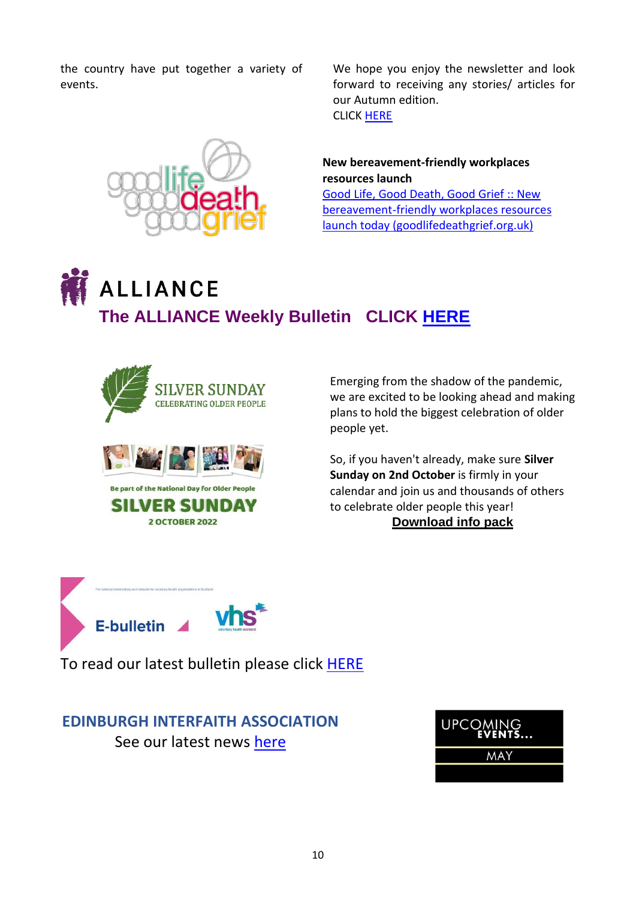the country have put together a variety of events.

We hope you enjoy the newsletter and look forward to receiving any stories/ articles for our Autumn edition.
CLICK HERE

**New bereavement-friendly workplaces resources launch**

Good Life, Good Death, Good Grief :: New bereavement-friendly workplaces resources launch today (goodlifedeathgrief.org.uk)

## ALLIANCE

### The ALLIANCE Weekly Bulletin CLICK HERE

SILVER SUNDAY
CELEBRATING OLDER PEOPLE

Be part of the National Day for Older People
SILVER SUNDAY
2 OCTOBER 2022

Emerging from the shadow of the pandemic, we are excited to be looking ahead and making plans to hold the biggest celebration of older people yet.

So, if you haven't already, make sure **Silver Sunday on 2nd October** is firmly in your calendar and join us and thousands of others to celebrate older people this year!

**Download info pack**

E-bulletin vhs

To read our latest bulletin please click HERE

## EDINBURGH INTERFAITH ASSOCIATION

See our latest news here

UPCOMING EVENTS...
MAY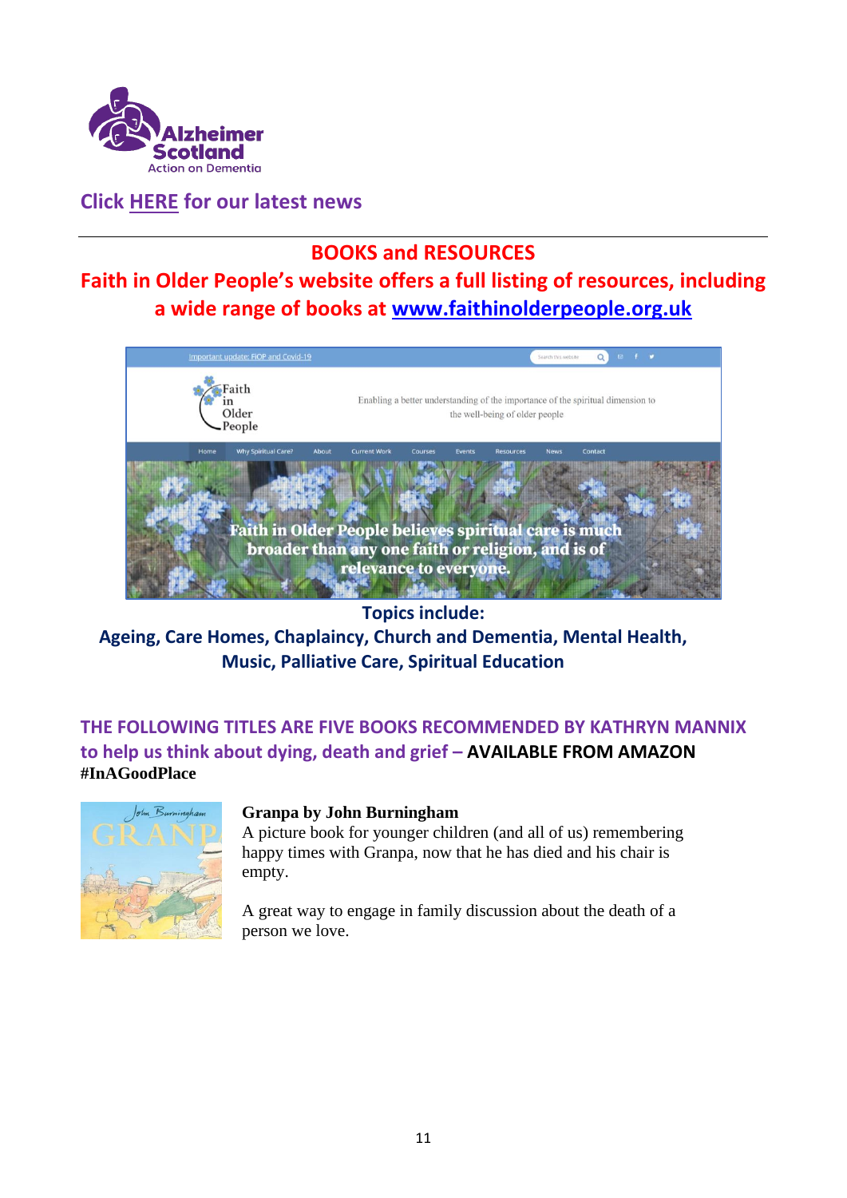Click HERE for our latest news

---

## BOOKS and RESOURCES

## Faith in Older People's website offers a full listing of resources, including a wide range of books at www.faithinolderpeople.org.uk

**Topics include:**

**Ageing, Care Homes, Chaplaincy, Church and Dementia, Mental Health, Music, Palliative Care, Spiritual Education**

### THE FOLLOWING TITLES ARE FIVE BOOKS RECOMMENDED BY KATHRYN MANNIX to help us think about dying, death and grief – AVAILABLE FROM AMAZON

**#InAGoodPlace**

**Granpa by John Burningham**

A picture book for younger children (and all of us) remembering happy times with Granpa, now that he has died and his chair is empty.

A great way to engage in family discussion about the death of a person we love.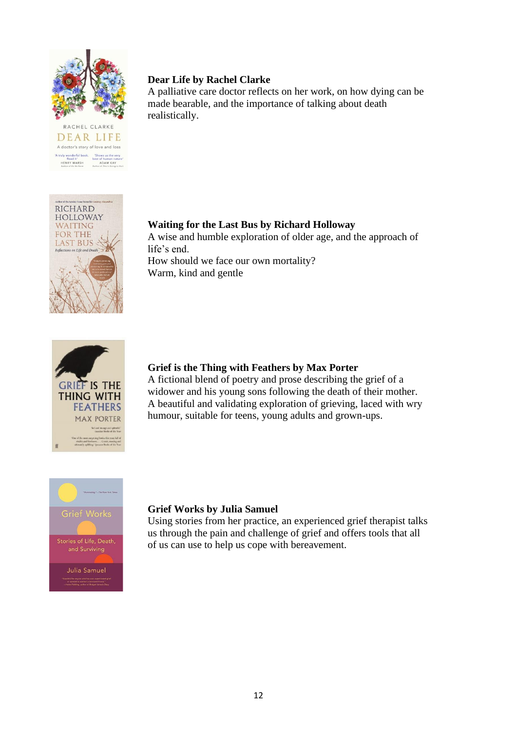**Dear Life by Rachel Clarke**
A palliative care doctor reflects on her work, on how dying can be made bearable, and the importance of talking about death realistically.

**Waiting for the Last Bus by Richard Holloway**
A wise and humble exploration of older age, and the approach of life's end.
How should we face our own mortality?
Warm, kind and gentle

**Grief is the Thing with Feathers by Max Porter**
A fictional blend of poetry and prose describing the grief of a widower and his young sons following the death of their mother.
A beautiful and validating exploration of grieving, laced with wry humour, suitable for teens, young adults and grown-ups.

**Grief Works by Julia Samuel**
Using stories from her practice, an experienced grief therapist talks us through the pain and challenge of grief and offers tools that all of us can use to help us cope with bereavement.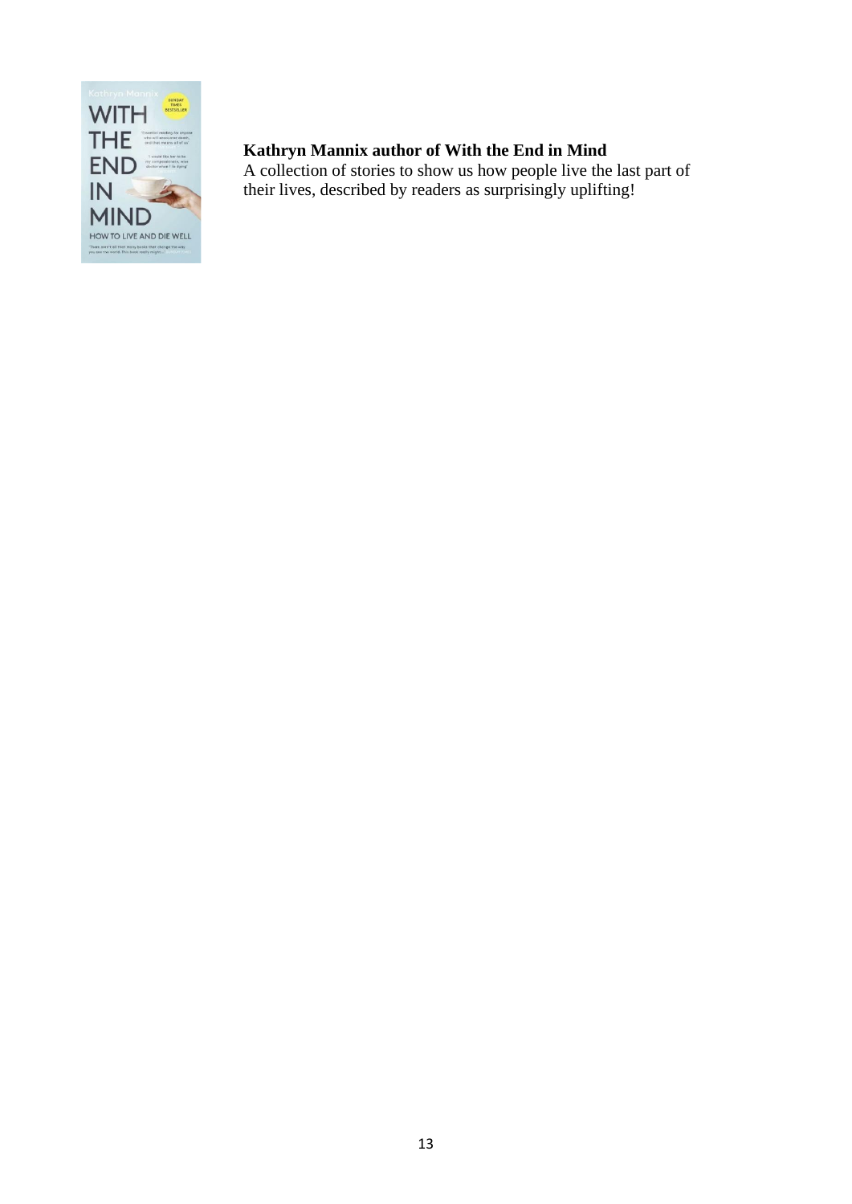**Kathryn Mannix author of With the End in Mind**
A collection of stories to show us how people live the last part of their lives, described by readers as surprisingly uplifting!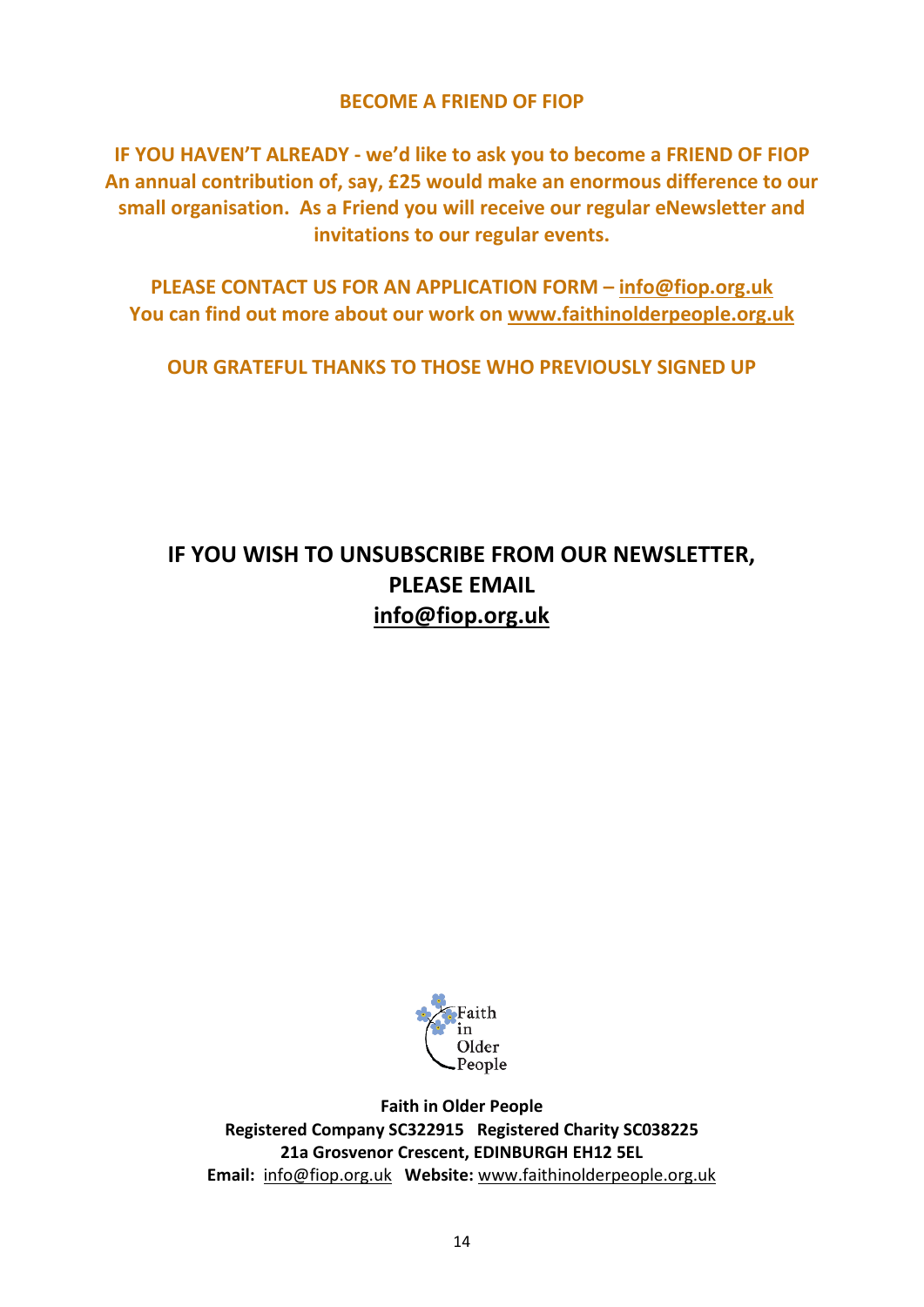## BECOME A FRIEND OF FIOP

**IF YOU HAVEN'T ALREADY - we'd like to ask you to become a FRIEND OF FIOP An annual contribution of, say, £25 would make an enormous difference to our small organisation. As a Friend you will receive our regular eNewsletter and invitations to our regular events.**

**PLEASE CONTACT US FOR AN APPLICATION FORM – info@fiop.org.uk**
**You can find out more about our work on www.faithinolderpeople.org.uk**

**OUR GRATEFUL THANKS TO THOSE WHO PREVIOUSLY SIGNED UP**

## IF YOU WISH TO UNSUBSCRIBE FROM OUR NEWSLETTER, PLEASE EMAIL info@fiop.org.uk

Faith in Older People

**Faith in Older People**
**Registered Company SC322915 Registered Charity SC038225**
**21a Grosvenor Crescent, EDINBURGH EH12 5EL**
**Email:** info@fiop.org.uk **Website:** www.faithinolderpeople.org.uk